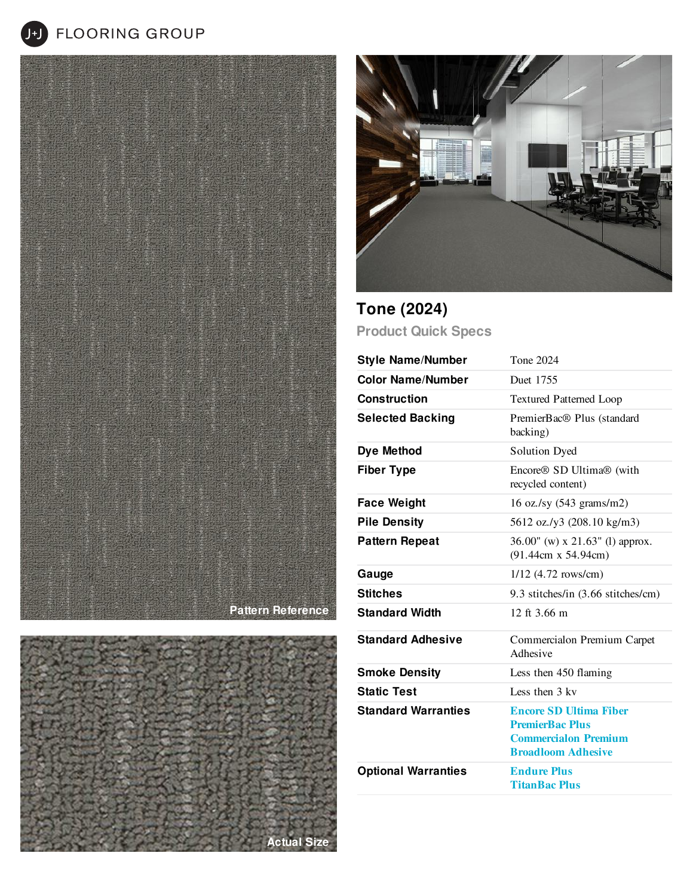J+J FLOORING GROUP

Pattern Reference

Actual Size

# Tone (2024)

## Product Quick Specs

| | |
|---|---|
| **Style Name/Number** | Tone 2024 |
| **Color Name/Number** | Duet 1755 |
| **Construction** | Textured Patterned Loop |
| **Selected Backing** | PremierBac® Plus (standard backing) |
| **Dye Method** | Solution Dyed |
| **Fiber Type** | Encore® SD Ultima® (with recycled content) |
| **Face Weight** | 16 oz./sy (543 grams/m2) |
| **Pile Density** | 5612 oz./y3 (208.10 kg/m3) |
| **Pattern Repeat** | 36.00" (w) x 21.63" (l) approx. (91.44cm x 54.94cm) |
| **Gauge** | 1/12 (4.72 rows/cm) |
| **Stitches** | 9.3 stitches/in (3.66 stitches/cm) |
| **Standard Width** | 12 ft 3.66 m |
| **Standard Adhesive** | Commercialon Premium Carpet Adhesive |
| **Smoke Density** | Less then 450 flaming |
| **Static Test** | Less then 3 kv |
| **Standard Warranties** | Encore SD Ultima Fiber<br>PremierBac Plus<br>Commercialon Premium Broadloom Adhesive |
| **Optional Warranties** | Endure Plus<br>TitanBac Plus |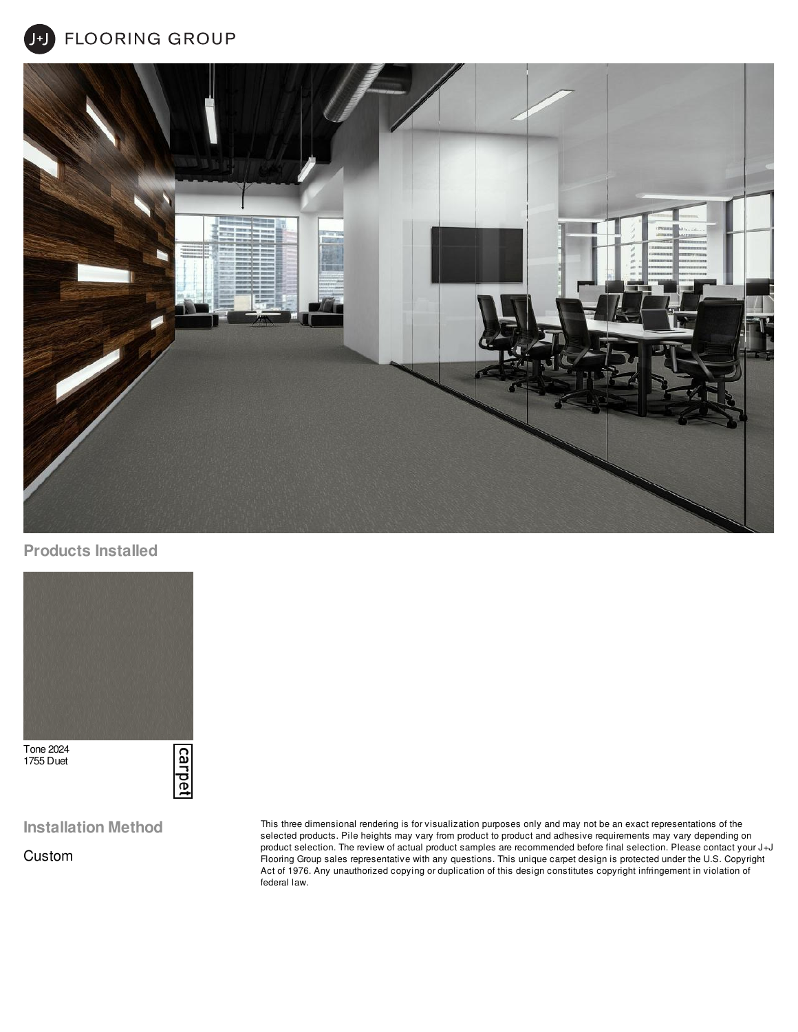J+J FLOORING GROUP

## Products Installed

Tone 2024
1755 Duet

carpet

## Installation Method

Custom

This three dimensional rendering is for visualization purposes only and may not be an exact representations of the selected products. Pile heights may vary from product to product and adhesive requirements may vary depending on product selection. The review of actual product samples are recommended before final selection. Please contact your J+J Flooring Group sales representative with any questions. This unique carpet design is protected under the U.S. Copyright Act of 1976. Any unauthorized copying or duplication of this design constitutes copyright infringement in violation of federal law.